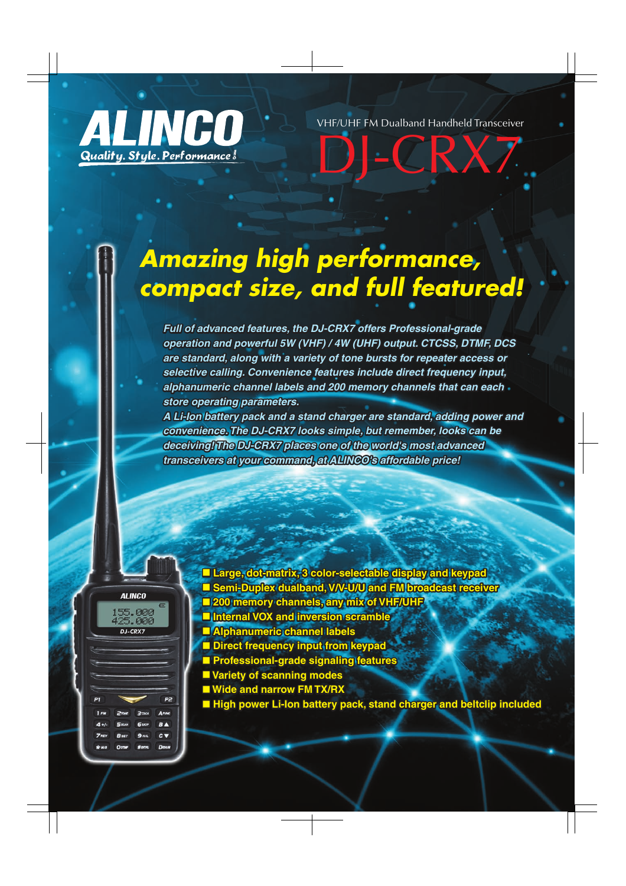# ALINCO

*Quality. Style. Performance!*

VHF/UHF FM Dualband Handheld Transceiver

# DJ-CRX7

## *Amazing high performance, compact size, and full featured!*

***Full of advanced features, the DJ-CRX7 offers Professional-grade operation and powerful 5W (VHF) / 4W (UHF) output. CTCSS, DTMF, DCS are standard, along with a variety of tone bursts for repeater access or selective calling. Convenience features include direct frequency input, alphanumeric channel labels and 200 memory channels that can each store operating parameters.***

***A Li-Ion battery pack and a stand charger are standard, adding power and convenience. The DJ-CRX7 looks simple, but remember, looks can be deceiving! The DJ-CRX7 places one of the world's most advanced transceivers at your command, at ALINCO's affordable price!***

- **Large, dot-matrix, 3 color-selectable display and keypad**
- **Semi-Duplex dualband, V/V-U/U and FM broadcast receiver**
- **200 memory channels, any mix of VHF/UHF**
- **Internal VOX and inversion scramble**
- **Alphanumeric channel labels**
- **Direct frequency input from keypad**
- **Professional-grade signaling features**
- **Variety of scanning modes**
- **Wide and narrow FM TX/RX**
- **High power Li-Ion battery pack, stand charger and beltclip included**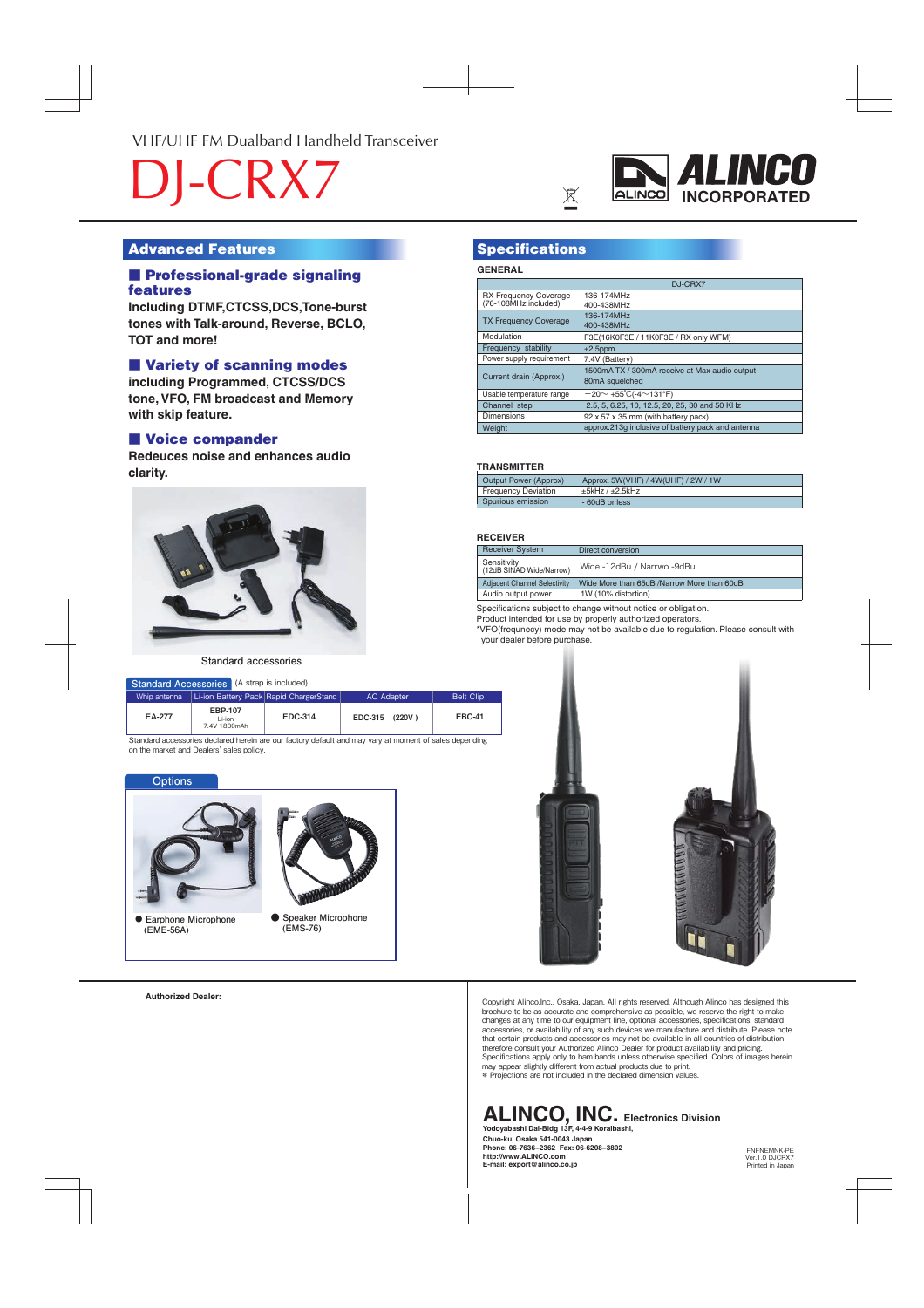VHF/UHF FM Dualband Handheld Transceiver

# DJ-CRX7

ALINCO INCORPORATED

## Advanced Features

### ■ Professional-grade signaling features

**Including DTMF,CTCSS,DCS,Tone-burst tones with Talk-around, Reverse, BCLO, TOT and more!**

### ■ Variety of scanning modes

**including Programmed, CTCSS/DCS tone, VFO, FM broadcast and Memory with skip feature.**

### ■ Voice compander

**Redeuces noise and enhances audio clarity.**

Standard accessories

**Standard Accessories** (A strap is included)

| Whip antenna | Li-ion Battery Pack | Rapid ChargerStand | AC Adapter | Belt Clip |
|---|---|---|---|---|
| EA-277 | EBP-107 Li-ion 7.4V 1800mAh | EDC-314 | EDC-315 (220V) | EBC-41 |

Standard accessories declared herein are our factory default and may vary at moment of sales depending on the market and Dealers' sales policy.

**Options**

● Earphone Microphone (EME-56A)

● Speaker Microphone (EMS-76)

## Specifications

### GENERAL

| | DJ-CRX7 |
|---|---|
| RX Frequency Coverage (76-108MHz included) | 136-174MHz 400-438MHz |
| TX Frequency Coverage | 136-174MHz 400-438MHz |
| Modulation | F3E(16K0F3E / 11K0F3E / RX only WFM) |
| Frequency stability | ±2.5ppm |
| Power supply requirement | 7.4V (Battery) |
| Current drain (Approx.) | 1500mA TX / 300mA receive at Max audio output 80mA squelched |
| Usable temperature range | −20〜 +55°C(-4〜131°F) |
| Channel step | 2.5, 5, 6.25, 10, 12.5, 20, 25, 30 and 50 KHz |
| Dimensions | 92 x 57 x 35 mm (with battery pack) |
| Weight | approx.213g inclusive of battery pack and antenna |

### TRANSMITTER

| | |
|---|---|
| Output Power (Approx) | Approx. 5W(VHF) / 4W(UHF) / 2W / 1W |
| Frequency Deviation | ±5kHz / ±2.5kHz |
| Spurious emission | - 60dB or less |

### RECEIVER

| | |
|---|---|
| Receiver System | Direct conversion |
| Sensitivity (12dB SINAD Wide/Narrow) | Wide -12dBu / Narrwo -9dBu |
| Adjacent Channel Selectivity | Wide More than 65dB /Narrow More than 60dB |
| Audio output power | 1W (10% distortion) |

Specifications subject to change without notice or obligation.
Product intended for use by properly authorized operators.
*VFO(frequnecy) mode may not be available due to regulation. Please consult with your dealer before purchase.

**Authorized Dealer:**

Copyright Alinco,Inc., Osaka, Japan. All rights reserved. Although Alinco has designed this brochure to be as accurate and comprehensive as possible, we reserve the right to make changes at any time to our equipment line, optional accessories, specifications, standard accessories, or availability of any such devices we manufacture and distribute. Please note that certain products and accessories may not be available in all countries of distribution therefore consult your Authorized Alinco Dealer for product availability and pricing. Specifications apply only to ham bands unless otherwise specified. Colors of images herein may appear slightly different from actual products due to print.
＊ Projections are not included in the declared dimension values.

**ALINCO, INC.** Electronics Division
**Yodoyabashi Dai-Bldg 13F, 4-4-9 Koraibashi,**
**Chuo-ku, Osaka 541-0043 Japan**
**Phone: 06-7636–2362 Fax: 06-6208–3802**
**http://www.ALINCO.com**
**E-mail: export@alinco.co.jp**

FNFNEMNK-PE
Ver.1.0 DJCRX7
Printed in Japan